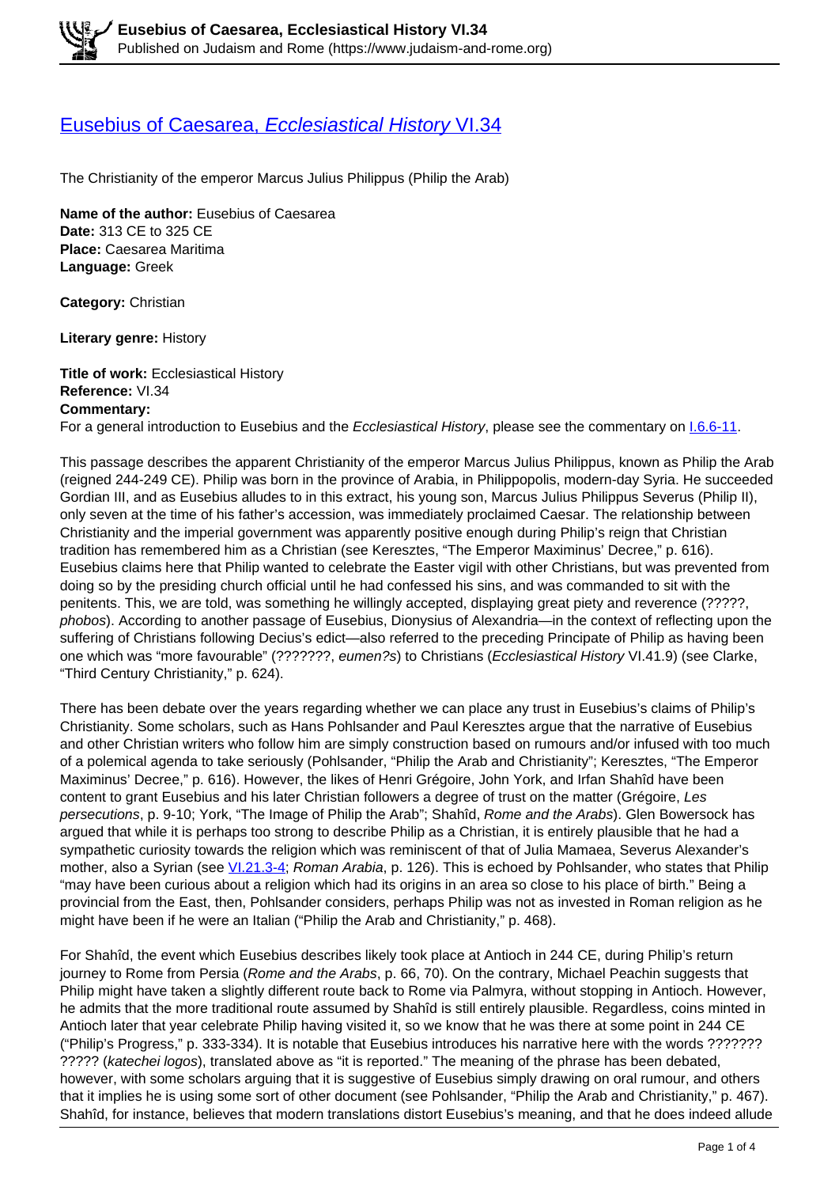# [Eusebius of Caesarea, *Ecclesiastical History* VI.34](https://www.judaism-and-rome.org)

The Christianity of the emperor Marcus Julius Philippus (Philip the Arab)

**Name of the author:** Eusebius of Caesarea
**Date:** 313 CE to 325 CE
**Place:** Caesarea Maritima
**Language:** Greek

**Category:** Christian

**Literary genre:** History

**Title of work:** Ecclesiastical History
**Reference:** VI.34
**Commentary:**
For a general introduction to Eusebius and the *Ecclesiastical History*, please see the commentary on I.6.6-11.

This passage describes the apparent Christianity of the emperor Marcus Julius Philippus, known as Philip the Arab (reigned 244-249 CE). Philip was born in the province of Arabia, in Philippopolis, modern-day Syria. He succeeded Gordian III, and as Eusebius alludes to in this extract, his young son, Marcus Julius Philippus Severus (Philip II), only seven at the time of his father's accession, was immediately proclaimed Caesar. The relationship between Christianity and the imperial government was apparently positive enough during Philip's reign that Christian tradition has remembered him as a Christian (see Keresztes, "The Emperor Maximinus' Decree," p. 616). Eusebius claims here that Philip wanted to celebrate the Easter vigil with other Christians, but was prevented from doing so by the presiding church official until he had confessed his sins, and was commanded to sit with the penitents. This, we are told, was something he willingly accepted, displaying great piety and reverence (?????, *phobos*). According to another passage of Eusebius, Dionysius of Alexandria—in the context of reflecting upon the suffering of Christians following Decius's edict—also referred to the preceding Principate of Philip as having been one which was "more favourable" (???????, *eumen?s*) to Christians (*Ecclesiastical History* VI.41.9) (see Clarke, "Third Century Christianity," p. 624).

There has been debate over the years regarding whether we can place any trust in Eusebius's claims of Philip's Christianity. Some scholars, such as Hans Pohlsander and Paul Keresztes argue that the narrative of Eusebius and other Christian writers who follow him are simply construction based on rumours and/or infused with too much of a polemical agenda to take seriously (Pohlsander, "Philip the Arab and Christianity"; Keresztes, "The Emperor Maximinus' Decree," p. 616). However, the likes of Henri Grégoire, John York, and Irfan Shahîd have been content to grant Eusebius and his later Christian followers a degree of trust on the matter (Grégoire, *Les persecutions*, p. 9-10; York, "The Image of Philip the Arab"; Shahîd, *Rome and the Arabs*). Glen Bowersock has argued that while it is perhaps too strong to describe Philip as a Christian, it is entirely plausible that he had a sympathetic curiosity towards the religion which was reminiscent of that of Julia Mamaea, Severus Alexander's mother, also a Syrian (see VI.21.3-4; *Roman Arabia*, p. 126). This is echoed by Pohlsander, who states that Philip "may have been curious about a religion which had its origins in an area so close to his place of birth." Being a provincial from the East, then, Pohlsander considers, perhaps Philip was not as invested in Roman religion as he might have been if he were an Italian ("Philip the Arab and Christianity," p. 468).

For Shahîd, the event which Eusebius describes likely took place at Antioch in 244 CE, during Philip's return journey to Rome from Persia (*Rome and the Arabs*, p. 66, 70). On the contrary, Michael Peachin suggests that Philip might have taken a slightly different route back to Rome via Palmyra, without stopping in Antioch. However, he admits that the more traditional route assumed by Shahîd is still entirely plausible. Regardless, coins minted in Antioch later that year celebrate Philip having visited it, so we know that he was there at some point in 244 CE ("Philip's Progress," p. 333-334). It is notable that Eusebius introduces his narrative here with the words ??????? ????? (*katechei logos*), translated above as "it is reported." The meaning of the phrase has been debated, however, with some scholars arguing that it is suggestive of Eusebius simply drawing on oral rumour, and others that it implies he is using some sort of other document (see Pohlsander, "Philip the Arab and Christianity," p. 467). Shahîd, for instance, believes that modern translations distort Eusebius's meaning, and that he does indeed allude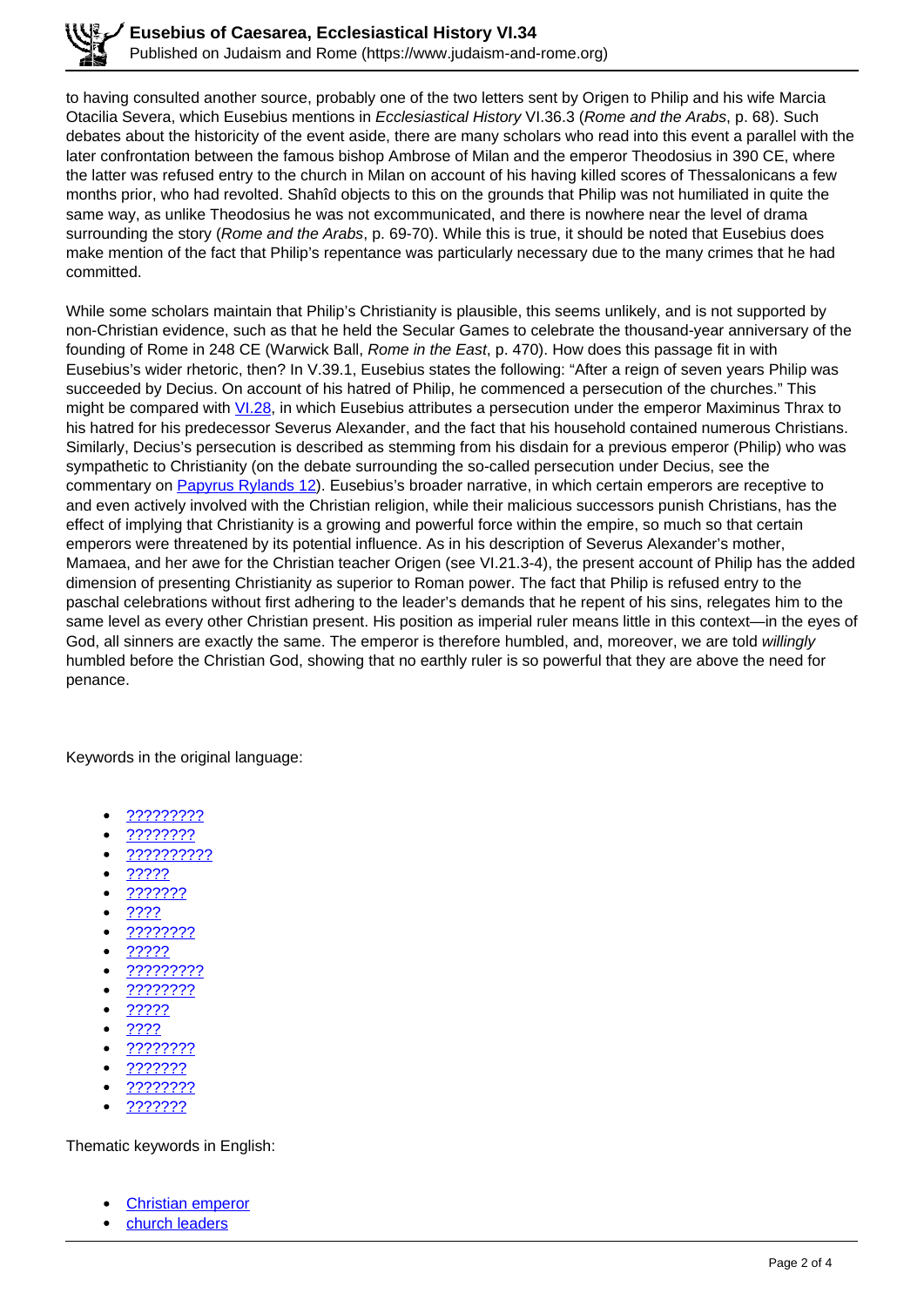to having consulted another source, probably one of the two letters sent by Origen to Philip and his wife Marcia Otacilia Severa, which Eusebius mentions in *Ecclesiastical History* VI.36.3 (*Rome and the Arabs*, p. 68). Such debates about the historicity of the event aside, there are many scholars who read into this event a parallel with the later confrontation between the famous bishop Ambrose of Milan and the emperor Theodosius in 390 CE, where the latter was refused entry to the church in Milan on account of his having killed scores of Thessalonicans a few months prior, who had revolted. Shahîd objects to this on the grounds that Philip was not humiliated in quite the same way, as unlike Theodosius he was not excommunicated, and there is nowhere near the level of drama surrounding the story (*Rome and the Arabs*, p. 69-70). While this is true, it should be noted that Eusebius does make mention of the fact that Philip's repentance was particularly necessary due to the many crimes that he had committed.

While some scholars maintain that Philip's Christianity is plausible, this seems unlikely, and is not supported by non-Christian evidence, such as that he held the Secular Games to celebrate the thousand-year anniversary of the founding of Rome in 248 CE (Warwick Ball, *Rome in the East*, p. 470). How does this passage fit in with Eusebius's wider rhetoric, then? In V.39.1, Eusebius states the following: "After a reign of seven years Philip was succeeded by Decius. On account of his hatred of Philip, he commenced a persecution of the churches." This might be compared with [VI.28](), in which Eusebius attributes a persecution under the emperor Maximinus Thrax to his hatred for his predecessor Severus Alexander, and the fact that his household contained numerous Christians. Similarly, Decius's persecution is described as stemming from his disdain for a previous emperor (Philip) who was sympathetic to Christianity (on the debate surrounding the so-called persecution under Decius, see the commentary on [Papyrus Rylands 12]()). Eusebius's broader narrative, in which certain emperors are receptive to and even actively involved with the Christian religion, while their malicious successors punish Christians, has the effect of implying that Christianity is a growing and powerful force within the empire, so much so that certain emperors were threatened by its potential influence. As in his description of Severus Alexander's mother, Mamaea, and her awe for the Christian teacher Origen (see VI.21.3-4), the present account of Philip has the added dimension of presenting Christianity as superior to Roman power. The fact that Philip is refused entry to the paschal celebrations without first adhering to the leader's demands that he repent of his sins, relegates him to the same level as every other Christian present. His position as imperial ruler means little in this context—in the eyes of God, all sinners are exactly the same. The emperor is therefore humbled, and, moreover, we are told *willingly* humbled before the Christian God, showing that no earthly ruler is so powerful that they are above the need for penance.

Keywords in the original language:

- ?????????
- ????????
- ??????????
- ?????
- ???????
- ????
- ????????
- ?????
- ?????????
- ????????
- ?????
- ????
- ????????
- ???????
- ????????
- ???????

Thematic keywords in English:

- Christian emperor
- church leaders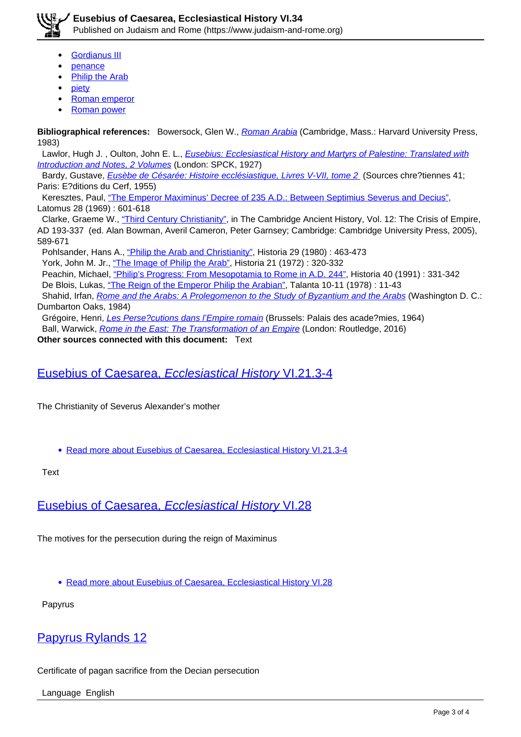- Gordianus III
- penance
- Philip the Arab
- piety
- Roman emperor
- Roman power

**Bibliographical references:** Bowersock, Glen W., *Roman Arabia* (Cambridge, Mass.: Harvard University Press, 1983)
Lawlor, Hugh J. , Oulton, John E. L., *Eusebius: Ecclesiastical History and Martyrs of Palestine: Translated with Introduction and Notes, 2 Volumes* (London: SPCK, 1927)
Bardy, Gustave, *Eusèbe de Césarée: Histoire ecclésiastique, Livres V-VII, tome 2* (Sources chre?tiennes 41; Paris: E?ditions du Cerf, 1955)
Keresztes, Paul, "The Emperor Maximinus' Decree of 235 A.D.: Between Septimius Severus and Decius", Latomus 28 (1969) : 601-618
Clarke, Graeme W., "Third Century Christianity", in The Cambridge Ancient History, Vol. 12: The Crisis of Empire, AD 193-337 (ed. Alan Bowman, Averil Cameron, Peter Garnsey; Cambridge: Cambridge University Press, 2005), 589-671
Pohlsander, Hans A., "Philip the Arab and Christianity", Historia 29 (1980) : 463-473
York, John M. Jr., "The Image of Philip the Arab", Historia 21 (1972) : 320-332
Peachin, Michael, "Philip's Progress: From Mesopotamia to Rome in A.D. 244", Historia 40 (1991) : 331-342
De Blois, Lukas, "The Reign of the Emperor Philip the Arabian", Talanta 10-11 (1978) : 11-43
Shahid, Irfan, *Rome and the Arabs: A Prolegomenon to the Study of Byzantium and the Arabs* (Washington D. C.: Dumbarton Oaks, 1984)
Grégoire, Henri, *Les Perse?cutions dans l'Empire romain* (Brussels: Palais des acade?mies, 1964)
Ball, Warwick, *Rome in the East: The Transformation of an Empire* (London: Routledge, 2016)
**Other sources connected with this document:** Text

## Eusebius of Caesarea, *Ecclesiastical History* VI.21.3-4

The Christianity of Severus Alexander's mother

- Read more about Eusebius of Caesarea, Ecclesiastical History VI.21.3-4

Text

## Eusebius of Caesarea, *Ecclesiastical History* VI.28

The motives for the persecution during the reign of Maximinus

- Read more about Eusebius of Caesarea, Ecclesiastical History VI.28

Papyrus

## Papyrus Rylands 12

Certificate of pagan sacrifice from the Decian persecution

Language English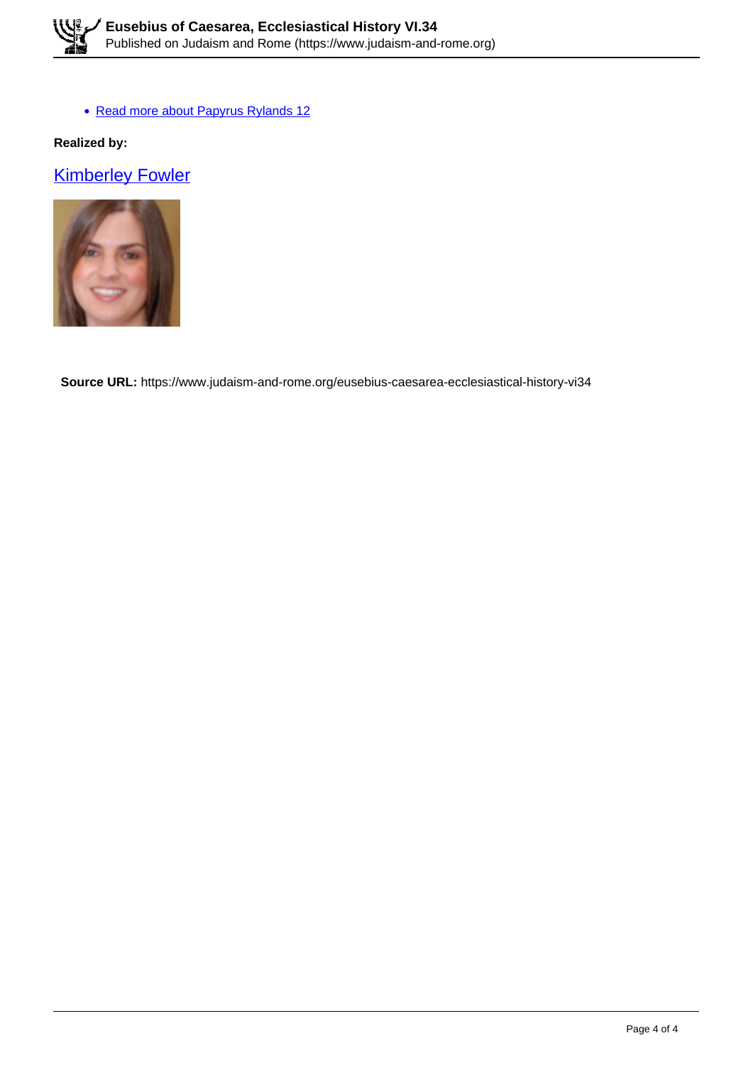- Read more about Papyrus Rylands 12

**Realized by:**

Kimberley Fowler

**Source URL:** https://www.judaism-and-rome.org/eusebius-caesarea-ecclesiastical-history-vi34